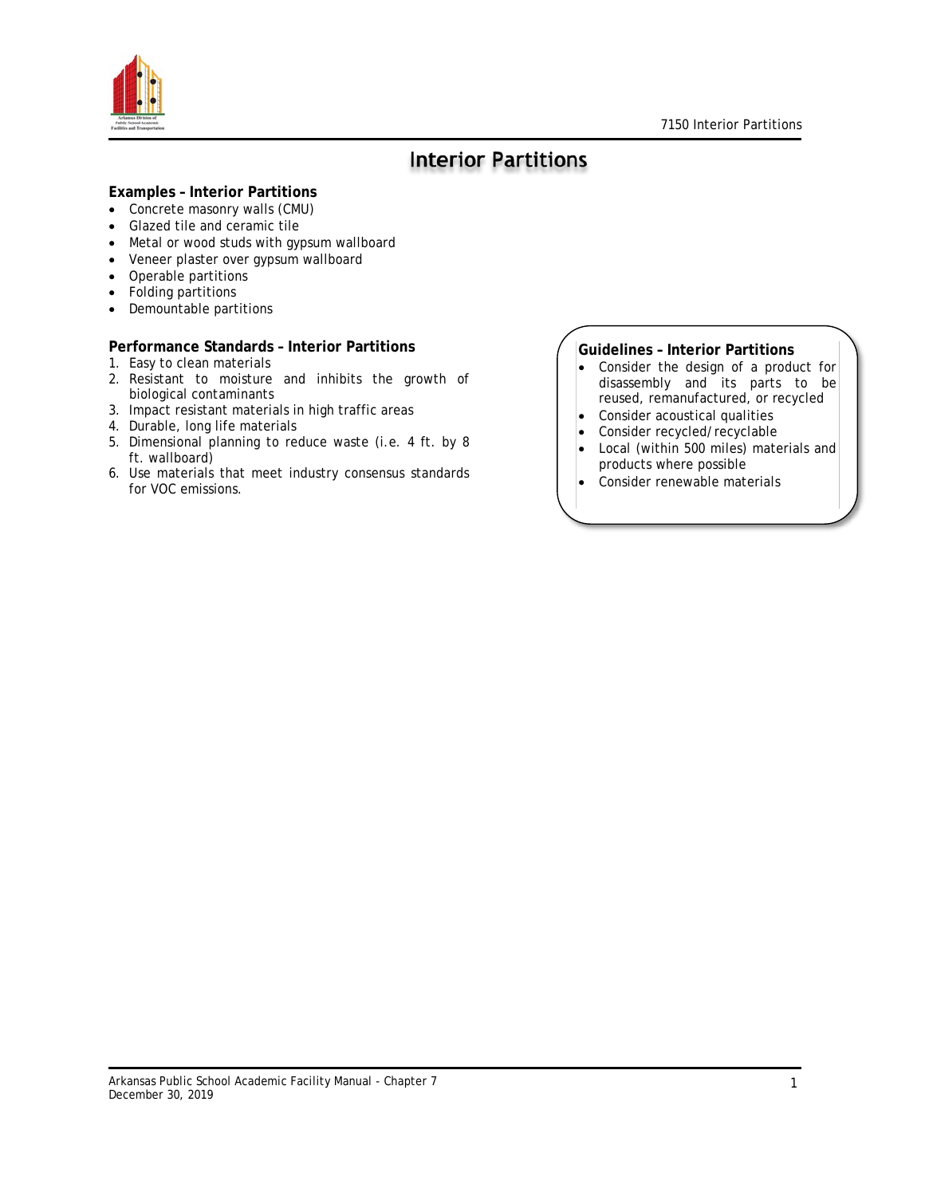# Interior Partitions

**Examples – Interior Partitions**

- Concrete masonry walls (CMU)
- Glazed tile and ceramic tile
- Metal or wood studs with gypsum wallboard
- Veneer plaster over gypsum wallboard
- Operable partitions
- Folding partitions
- Demountable partitions

**Performance Standards – Interior Partitions**

1. Easy to clean materials
2. Resistant to moisture and inhibits the growth of biological contaminants
3. Impact resistant materials in high traffic areas
4. Durable, long life materials
5. Dimensional planning to reduce waste (i.e. 4 ft. by 8 ft. wallboard)
6. Use materials that meet industry consensus standards for VOC emissions.

**Guidelines – Interior Partitions**

- Consider the design of a product for disassembly and its parts to be reused, remanufactured, or recycled
- Consider acoustical qualities
- Consider recycled/recyclable
- Local (within 500 miles) materials and products where possible
- Consider renewable materials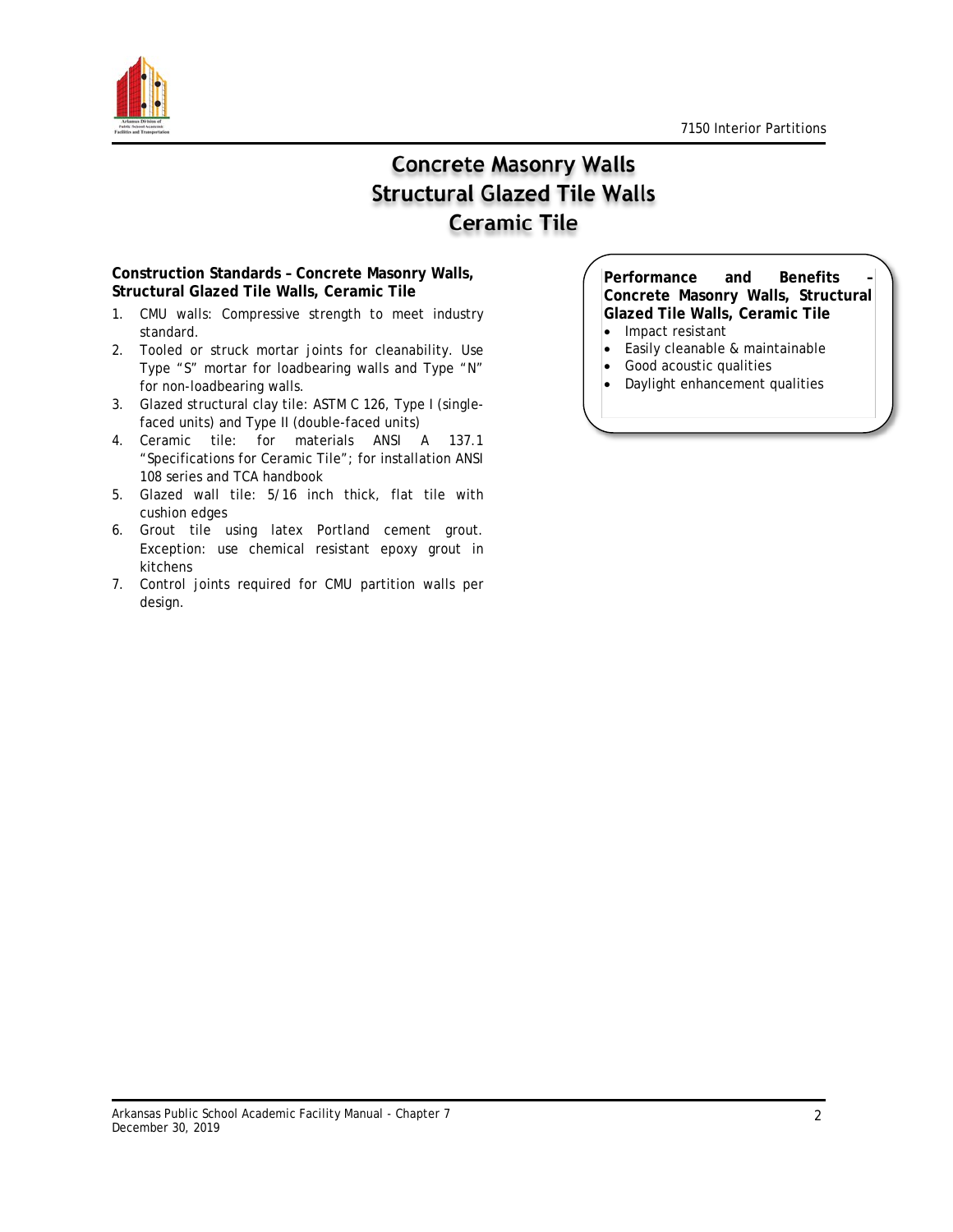# Concrete Masonry Walls
# Structural Glazed Tile Walls
# Ceramic Tile

**Construction Standards – Concrete Masonry Walls, Structural Glazed Tile Walls, Ceramic Tile**

1. CMU walls: Compressive strength to meet industry standard.
2. Tooled or struck mortar joints for cleanability. Use Type "S" mortar for loadbearing walls and Type "N" for non-loadbearing walls.
3. Glazed structural clay tile: ASTM C 126, Type I (single-faced units) and Type II (double-faced units)
4. Ceramic tile: for materials ANSI A 137.1 "Specifications for Ceramic Tile"; for installation ANSI 108 series and TCA handbook
5. Glazed wall tile: 5/16 inch thick, flat tile with cushion edges
6. Grout tile using latex Portland cement grout. Exception: use chemical resistant epoxy grout in kitchens
7. Control joints required for CMU partition walls per design.

**Performance and Benefits – Concrete Masonry Walls, Structural Glazed Tile Walls, Ceramic Tile**

- Impact resistant
- Easily cleanable & maintainable
- Good acoustic qualities
- Daylight enhancement qualities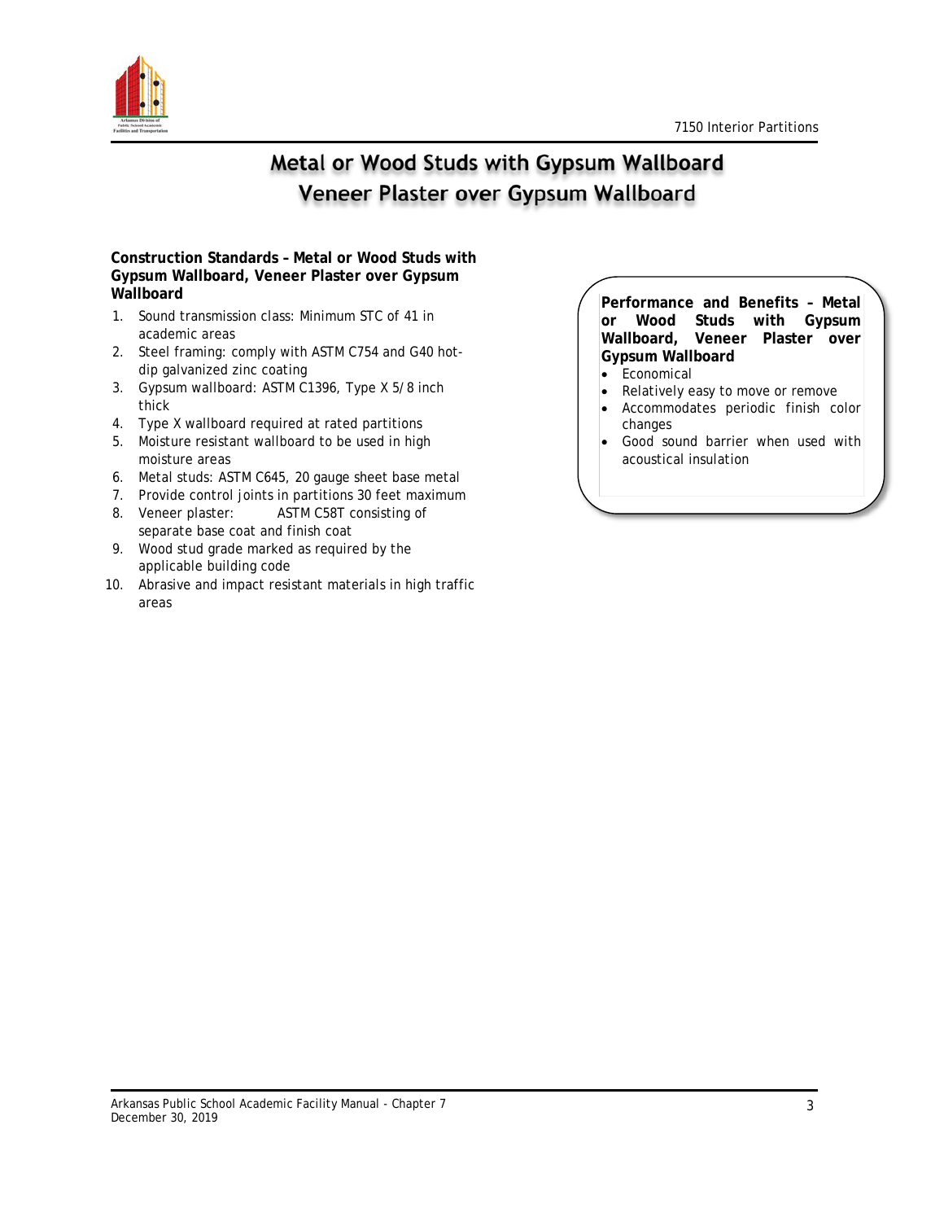# Metal or Wood Studs with Gypsum Wallboard
# Veneer Plaster over Gypsum Wallboard

**Construction Standards – Metal or Wood Studs with Gypsum Wallboard, Veneer Plaster over Gypsum Wallboard**

1. Sound transmission class: Minimum STC of 41 in academic areas
2. Steel framing: comply with ASTM C754 and G40 hot-dip galvanized zinc coating
3. Gypsum wallboard: ASTM C1396, Type X 5/8 inch thick
4. Type X wallboard required at rated partitions
5. Moisture resistant wallboard to be used in high moisture areas
6. Metal studs: ASTM C645, 20 gauge sheet base metal
7. Provide control joints in partitions 30 feet maximum
8. Veneer plaster: ASTM C58T consisting of separate base coat and finish coat
9. Wood stud grade marked as required by the applicable building code
10. Abrasive and impact resistant materials in high traffic areas

**Performance and Benefits – Metal or Wood Studs with Gypsum Wallboard, Veneer Plaster over Gypsum Wallboard**

- Economical
- Relatively easy to move or remove
- Accommodates periodic finish color changes
- Good sound barrier when used with acoustical insulation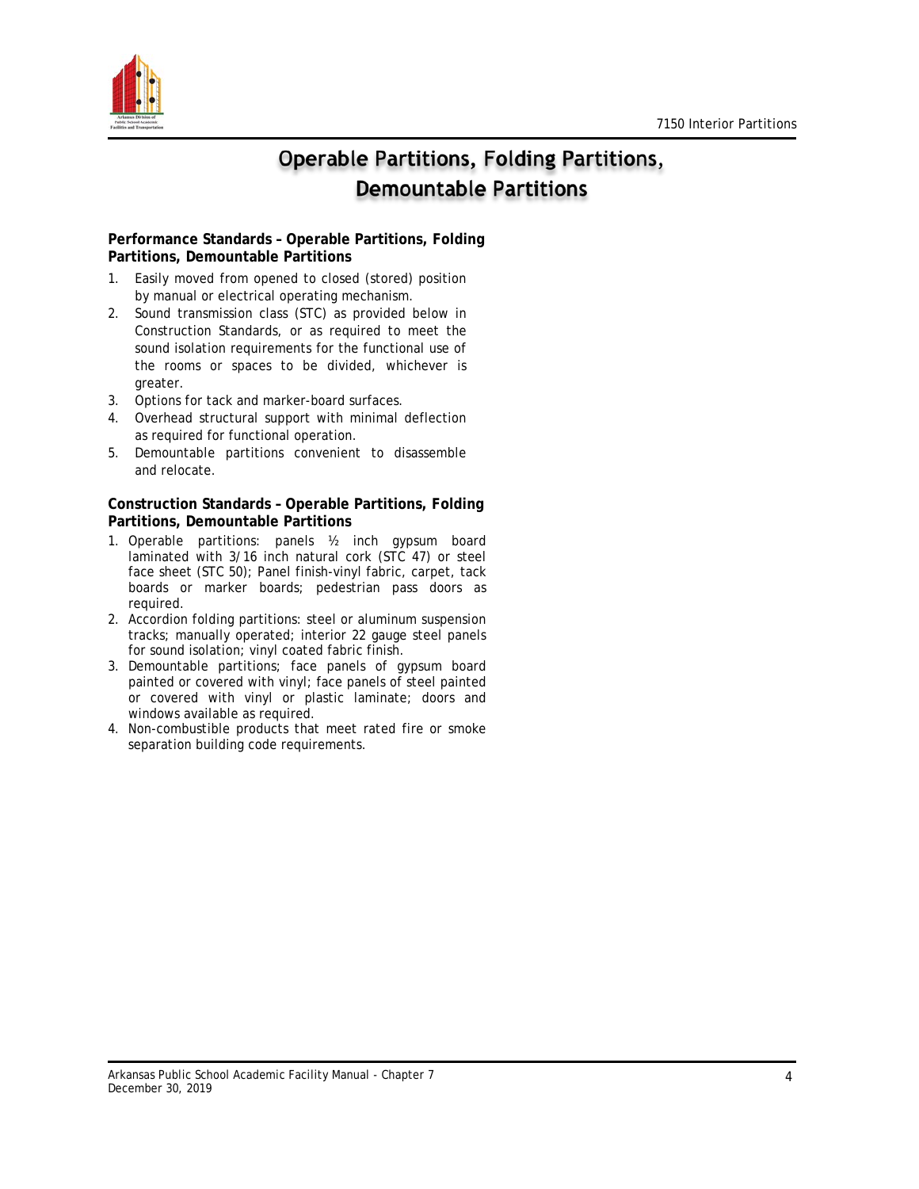# Operable Partitions, Folding Partitions, Demountable Partitions

**Performance Standards – Operable Partitions, Folding Partitions, Demountable Partitions**

1. Easily moved from opened to closed (stored) position by manual or electrical operating mechanism.
2. Sound transmission class (STC) as provided below in Construction Standards, or as required to meet the sound isolation requirements for the functional use of the rooms or spaces to be divided, whichever is greater.
3. Options for tack and marker-board surfaces.
4. Overhead structural support with minimal deflection as required for functional operation.
5. Demountable partitions convenient to disassemble and relocate.

**Construction Standards – Operable Partitions, Folding Partitions, Demountable Partitions**

1. Operable partitions: panels ½ inch gypsum board laminated with 3/16 inch natural cork (STC 47) or steel face sheet (STC 50); Panel finish-vinyl fabric, carpet, tack boards or marker boards; pedestrian pass doors as required.
2. Accordion folding partitions: steel or aluminum suspension tracks; manually operated; interior 22 gauge steel panels for sound isolation; vinyl coated fabric finish.
3. Demountable partitions; face panels of gypsum board painted or covered with vinyl; face panels of steel painted or covered with vinyl or plastic laminate; doors and windows available as required.
4. Non-combustible products that meet rated fire or smoke separation building code requirements.